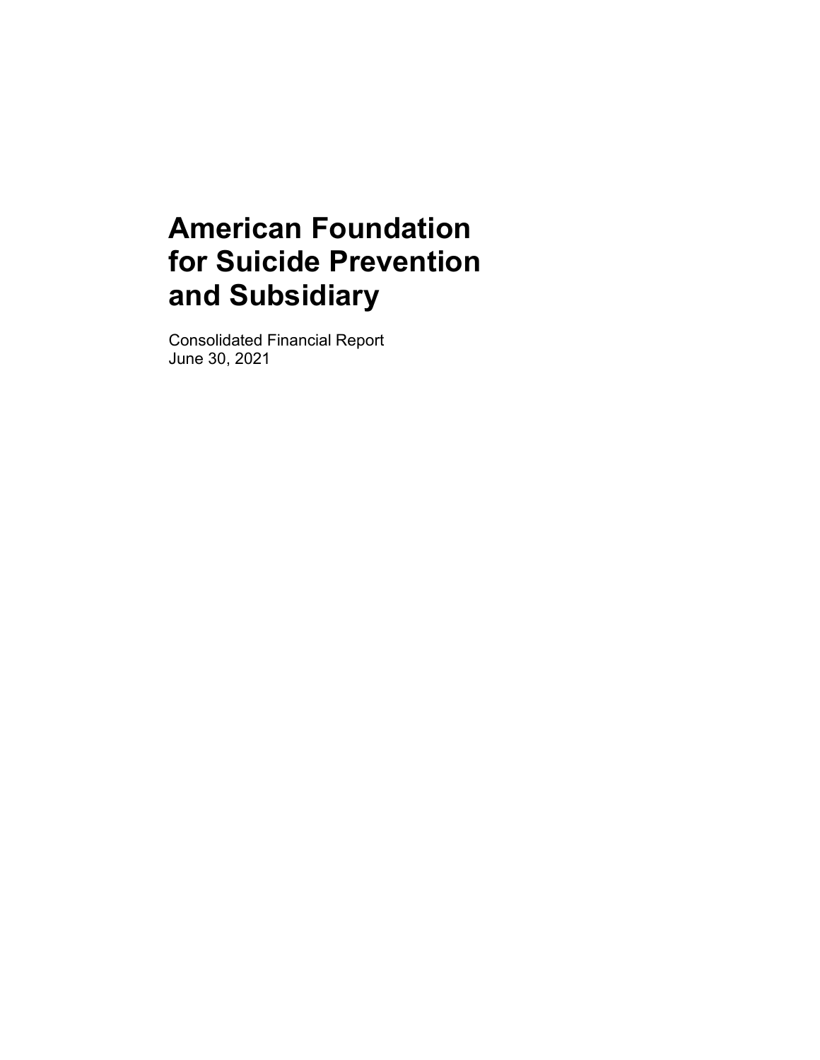# American Foundation for Suicide Prevention and Subsidiary

Consolidated Financial Report
June 30, 2021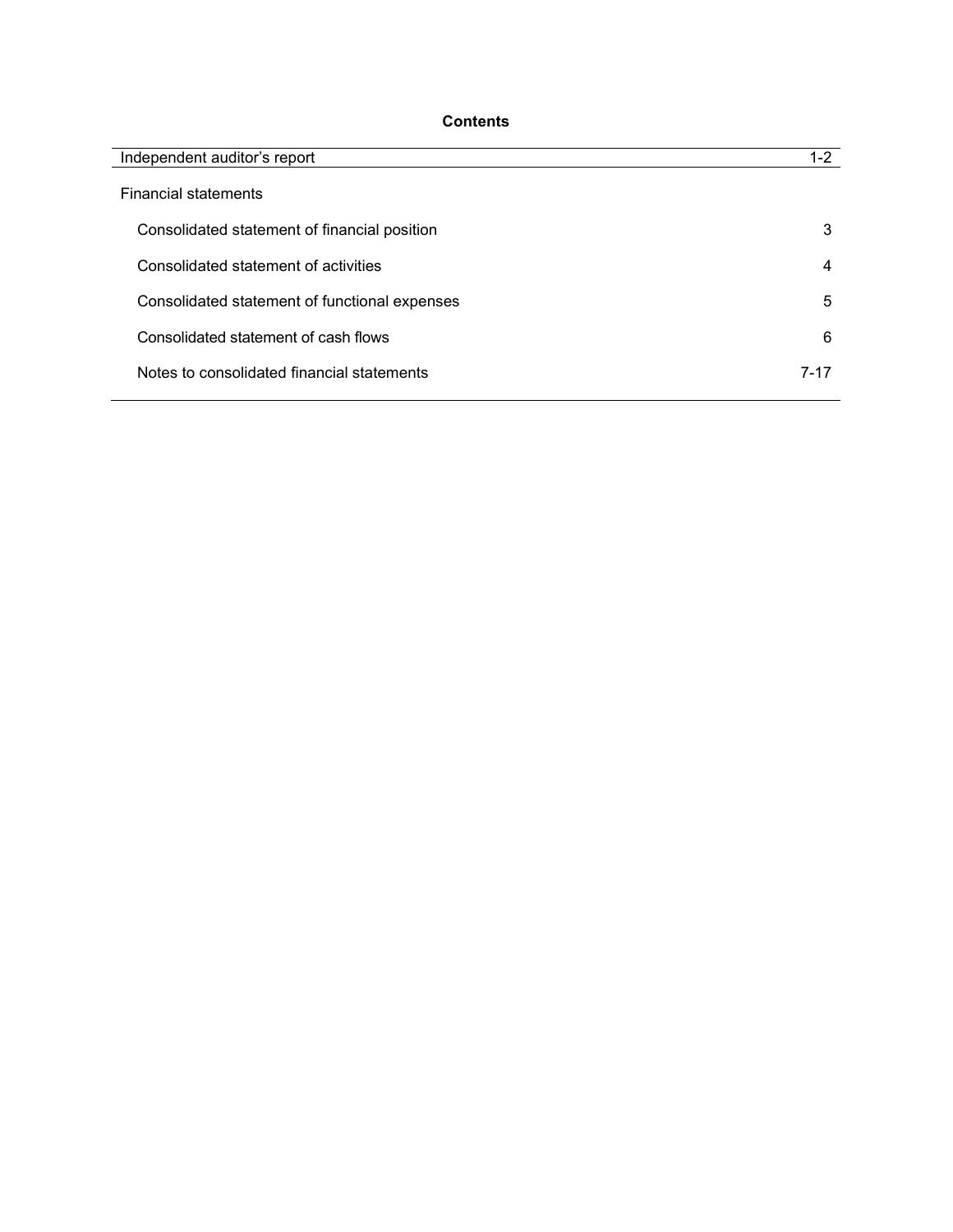## Contents

| | |
|---|---|
| Independent auditor's report | 1-2 |
| Financial statements | |
| Consolidated statement of financial position | 3 |
| Consolidated statement of activities | 4 |
| Consolidated statement of functional expenses | 5 |
| Consolidated statement of cash flows | 6 |
| Notes to consolidated financial statements | 7-17 |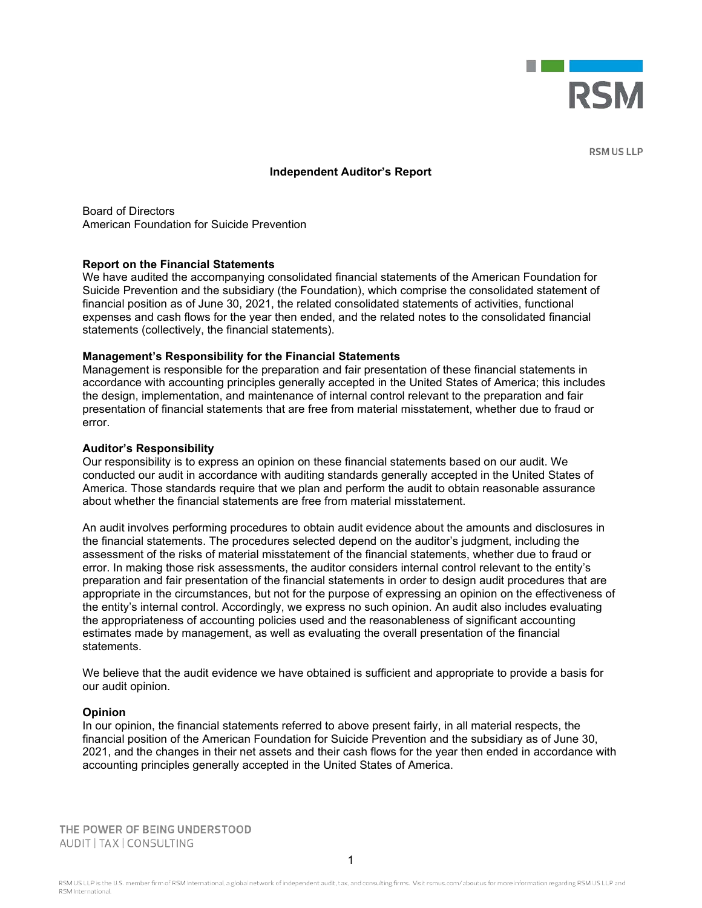RSM US LLP

# Independent Auditor's Report

Board of Directors
American Foundation for Suicide Prevention

**Report on the Financial Statements**
We have audited the accompanying consolidated financial statements of the American Foundation for Suicide Prevention and the subsidiary (the Foundation), which comprise the consolidated statement of financial position as of June 30, 2021, the related consolidated statements of activities, functional expenses and cash flows for the year then ended, and the related notes to the consolidated financial statements (collectively, the financial statements).

**Management's Responsibility for the Financial Statements**
Management is responsible for the preparation and fair presentation of these financial statements in accordance with accounting principles generally accepted in the United States of America; this includes the design, implementation, and maintenance of internal control relevant to the preparation and fair presentation of financial statements that are free from material misstatement, whether due to fraud or error.

**Auditor's Responsibility**
Our responsibility is to express an opinion on these financial statements based on our audit. We conducted our audit in accordance with auditing standards generally accepted in the United States of America. Those standards require that we plan and perform the audit to obtain reasonable assurance about whether the financial statements are free from material misstatement.

An audit involves performing procedures to obtain audit evidence about the amounts and disclosures in the financial statements. The procedures selected depend on the auditor's judgment, including the assessment of the risks of material misstatement of the financial statements, whether due to fraud or error. In making those risk assessments, the auditor considers internal control relevant to the entity's preparation and fair presentation of the financial statements in order to design audit procedures that are appropriate in the circumstances, but not for the purpose of expressing an opinion on the effectiveness of the entity's internal control. Accordingly, we express no such opinion. An audit also includes evaluating the appropriateness of accounting policies used and the reasonableness of significant accounting estimates made by management, as well as evaluating the overall presentation of the financial statements.

We believe that the audit evidence we have obtained is sufficient and appropriate to provide a basis for our audit opinion.

**Opinion**
In our opinion, the financial statements referred to above present fairly, in all material respects, the financial position of the American Foundation for Suicide Prevention and the subsidiary as of June 30, 2021, and the changes in their net assets and their cash flows for the year then ended in accordance with accounting principles generally accepted in the United States of America.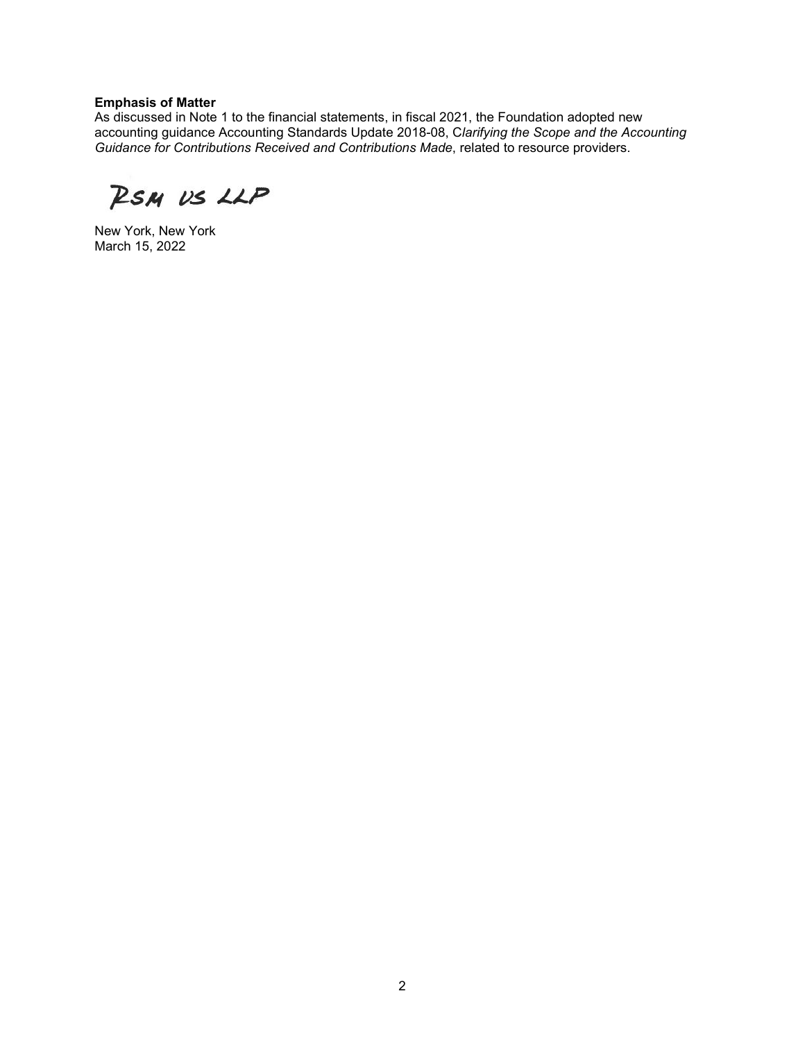**Emphasis of Matter**

As discussed in Note 1 to the financial statements, in fiscal 2021, the Foundation adopted new accounting guidance Accounting Standards Update 2018-08, C*larifying the Scope and the Accounting Guidance for Contributions Received and Contributions Made*, related to resource providers.

RSM US LLP

New York, New York
March 15, 2022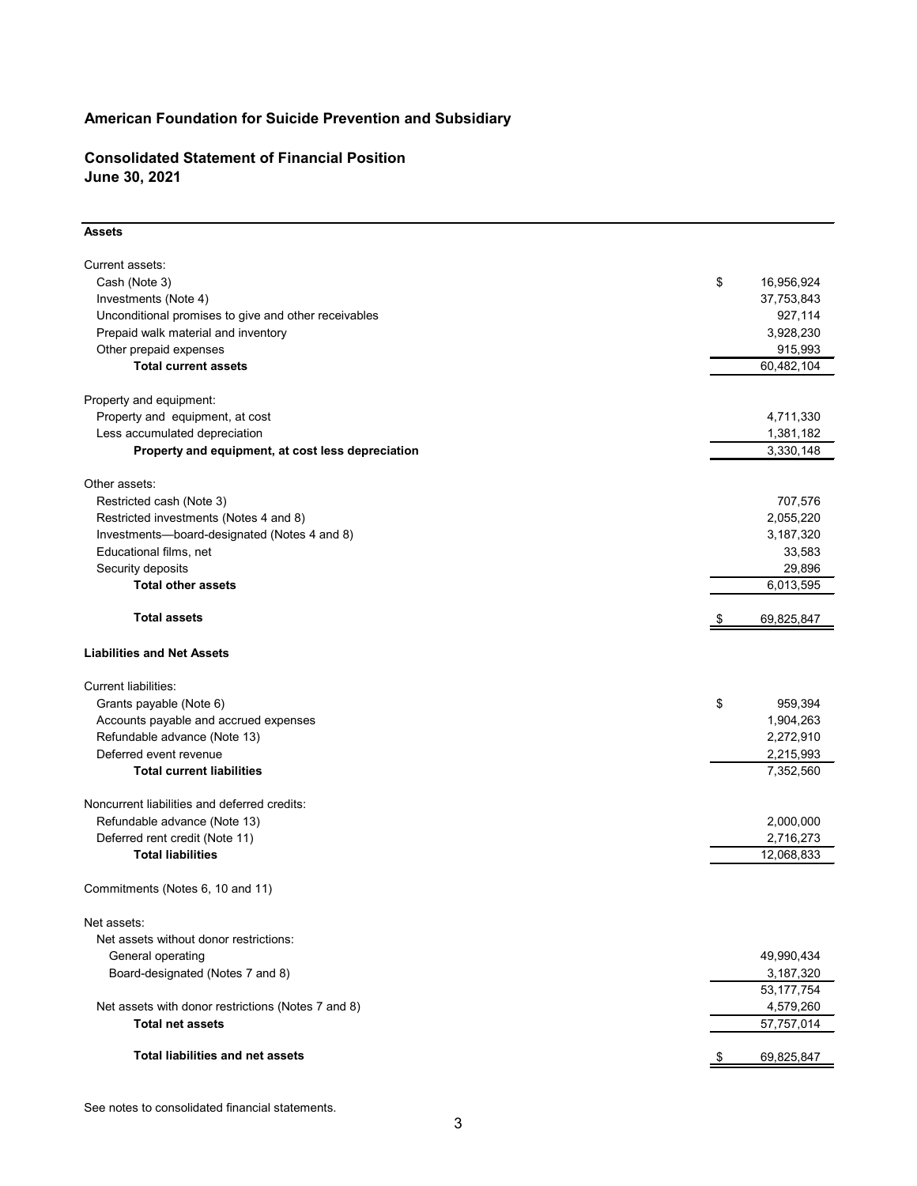# American Foundation for Suicide Prevention and Subsidiary

## Consolidated Statement of Financial Position
## June 30, 2021

| | |
|---|---|
| **Assets** | |
| Current assets: | |
| Cash (Note 3) | $ 16,956,924 |
| Investments (Note 4) | 37,753,843 |
| Unconditional promises to give and other receivables | 927,114 |
| Prepaid walk material and inventory | 3,928,230 |
| Other prepaid expenses | 915,993 |
| **Total current assets** | 60,482,104 |
| Property and equipment: | |
| Property and equipment, at cost | 4,711,330 |
| Less accumulated depreciation | 1,381,182 |
| **Property and equipment, at cost less depreciation** | 3,330,148 |
| Other assets: | |
| Restricted cash (Note 3) | 707,576 |
| Restricted investments (Notes 4 and 8) | 2,055,220 |
| Investments—board-designated (Notes 4 and 8) | 3,187,320 |
| Educational films, net | 33,583 |
| Security deposits | 29,896 |
| **Total other assets** | 6,013,595 |
| **Total assets** | $ 69,825,847 |
| **Liabilities and Net Assets** | |
| Current liabilities: | |
| Grants payable (Note 6) | $ 959,394 |
| Accounts payable and accrued expenses | 1,904,263 |
| Refundable advance (Note 13) | 2,272,910 |
| Deferred event revenue | 2,215,993 |
| **Total current liabilities** | 7,352,560 |
| Noncurrent liabilities and deferred credits: | |
| Refundable advance (Note 13) | 2,000,000 |
| Deferred rent credit (Note 11) | 2,716,273 |
| **Total liabilities** | 12,068,833 |
| Commitments (Notes 6, 10 and 11) | |
| Net assets: | |
| Net assets without donor restrictions: | |
| General operating | 49,990,434 |
| Board-designated (Notes 7 and 8) | 3,187,320 |
| | 53,177,754 |
| Net assets with donor restrictions (Notes 7 and 8) | 4,579,260 |
| **Total net assets** | 57,757,014 |
| **Total liabilities and net assets** | $ 69,825,847 |

See notes to consolidated financial statements.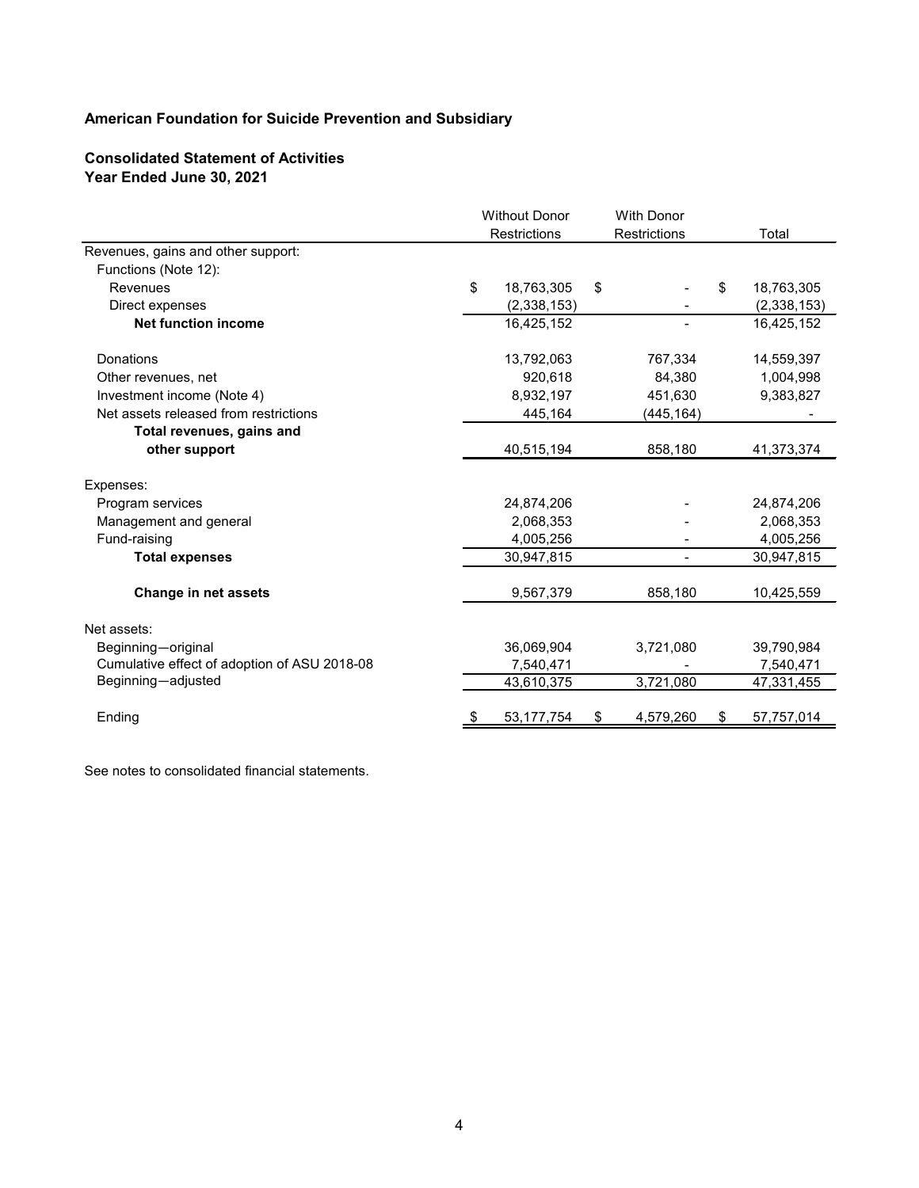**American Foundation for Suicide Prevention and Subsidiary**

**Consolidated Statement of Activities**
**Year Ended June 30, 2021**

| | Without Donor Restrictions | With Donor Restrictions | Total |
|---|---|---|---|
| Revenues, gains and other support: | | | |
| Functions (Note 12): | | | |
| Revenues | $ 18,763,305 | $ - | $ 18,763,305 |
| Direct expenses | (2,338,153) | - | (2,338,153) |
| **Net function income** | 16,425,152 | - | 16,425,152 |
| Donations | 13,792,063 | 767,334 | 14,559,397 |
| Other revenues, net | 920,618 | 84,380 | 1,004,998 |
| Investment income (Note 4) | 8,932,197 | 451,630 | 9,383,827 |
| Net assets released from restrictions | 445,164 | (445,164) | - |
| **Total revenues, gains and other support** | 40,515,194 | 858,180 | 41,373,374 |
| Expenses: | | | |
| Program services | 24,874,206 | - | 24,874,206 |
| Management and general | 2,068,353 | - | 2,068,353 |
| Fund-raising | 4,005,256 | - | 4,005,256 |
| **Total expenses** | 30,947,815 | - | 30,947,815 |
| **Change in net assets** | 9,567,379 | 858,180 | 10,425,559 |
| Net assets: | | | |
| Beginning—original | 36,069,904 | 3,721,080 | 39,790,984 |
| Cumulative effect of adoption of ASU 2018-08 | 7,540,471 | - | 7,540,471 |
| Beginning—adjusted | 43,610,375 | 3,721,080 | 47,331,455 |
| Ending | $ 53,177,754 | $ 4,579,260 | $ 57,757,014 |

See notes to consolidated financial statements.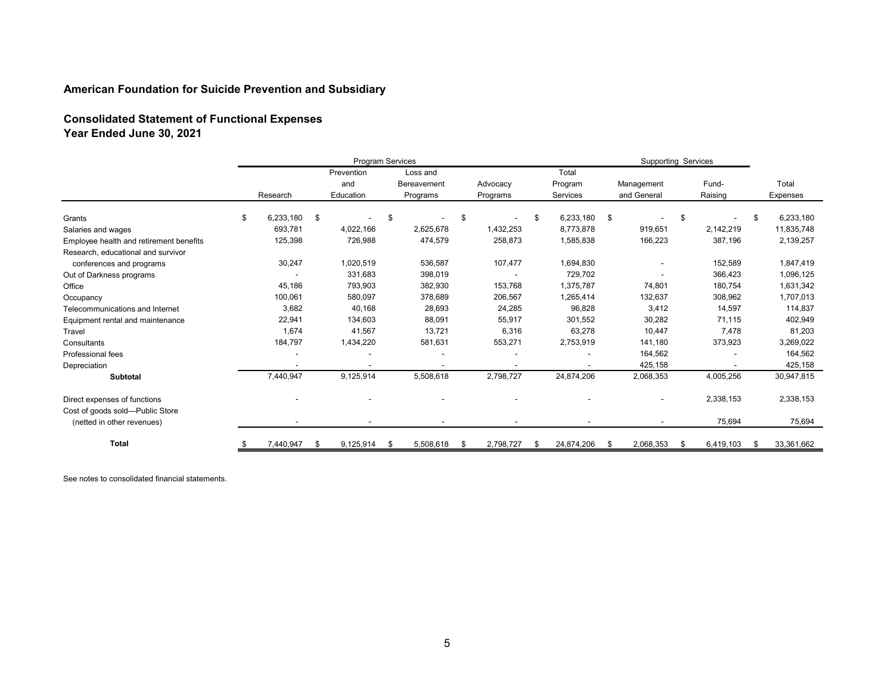**American Foundation for Suicide Prevention and Subsidiary**

**Consolidated Statement of Functional Expenses**
**Year Ended June 30, 2021**

| | Program Services | | | | | Supporting Services | | |
|---|---|---|---|---|---|---|---|---|
| | Research | Prevention and Education | Loss and Bereavement Programs | Advocacy Programs | Total Program Services | Management and General | Fund-Raising | Total Expenses |
| Grants | $ 6,233,180 | $ - | $ - | $ - | $ 6,233,180 | $ - | $ - | $ 6,233,180 |
| Salaries and wages | 693,781 | 4,022,166 | 2,625,678 | 1,432,253 | 8,773,878 | 919,651 | 2,142,219 | 11,835,748 |
| Employee health and retirement benefits | 125,398 | 726,988 | 474,579 | 258,873 | 1,585,838 | 166,223 | 387,196 | 2,139,257 |
| Research, educational and survivor conferences and programs | 30,247 | 1,020,519 | 536,587 | 107,477 | 1,694,830 | - | 152,589 | 1,847,419 |
| Out of Darkness programs | - | 331,683 | 398,019 | - | 729,702 | - | 366,423 | 1,096,125 |
| Office | 45,186 | 793,903 | 382,930 | 153,768 | 1,375,787 | 74,801 | 180,754 | 1,631,342 |
| Occupancy | 100,061 | 580,097 | 378,689 | 206,567 | 1,265,414 | 132,637 | 308,962 | 1,707,013 |
| Telecommunications and Internet | 3,682 | 40,168 | 28,693 | 24,285 | 96,828 | 3,412 | 14,597 | 114,837 |
| Equipment rental and maintenance | 22,941 | 134,603 | 88,091 | 55,917 | 301,552 | 30,282 | 71,115 | 402,949 |
| Travel | 1,674 | 41,567 | 13,721 | 6,316 | 63,278 | 10,447 | 7,478 | 81,203 |
| Consultants | 184,797 | 1,434,220 | 581,631 | 553,271 | 2,753,919 | 141,180 | 373,923 | 3,269,022 |
| Professional fees | - | - | - | - | - | 164,562 | - | 164,562 |
| Depreciation | - | - | - | - | - | 425,158 | - | 425,158 |
| **Subtotal** | 7,440,947 | 9,125,914 | 5,508,618 | 2,798,727 | 24,874,206 | 2,068,353 | 4,005,256 | 30,947,815 |
| Direct expenses of functions | - | - | - | - | - | - | 2,338,153 | 2,338,153 |
| Cost of goods sold—Public Store (netted in other revenues) | - | - | - | - | - | - | 75,694 | 75,694 |
| **Total** | $ 7,440,947 | $ 9,125,914 | $ 5,508,618 | $ 2,798,727 | $ 24,874,206 | $ 2,068,353 | $ 6,419,103 | $ 33,361,662 |

See notes to consolidated financial statements.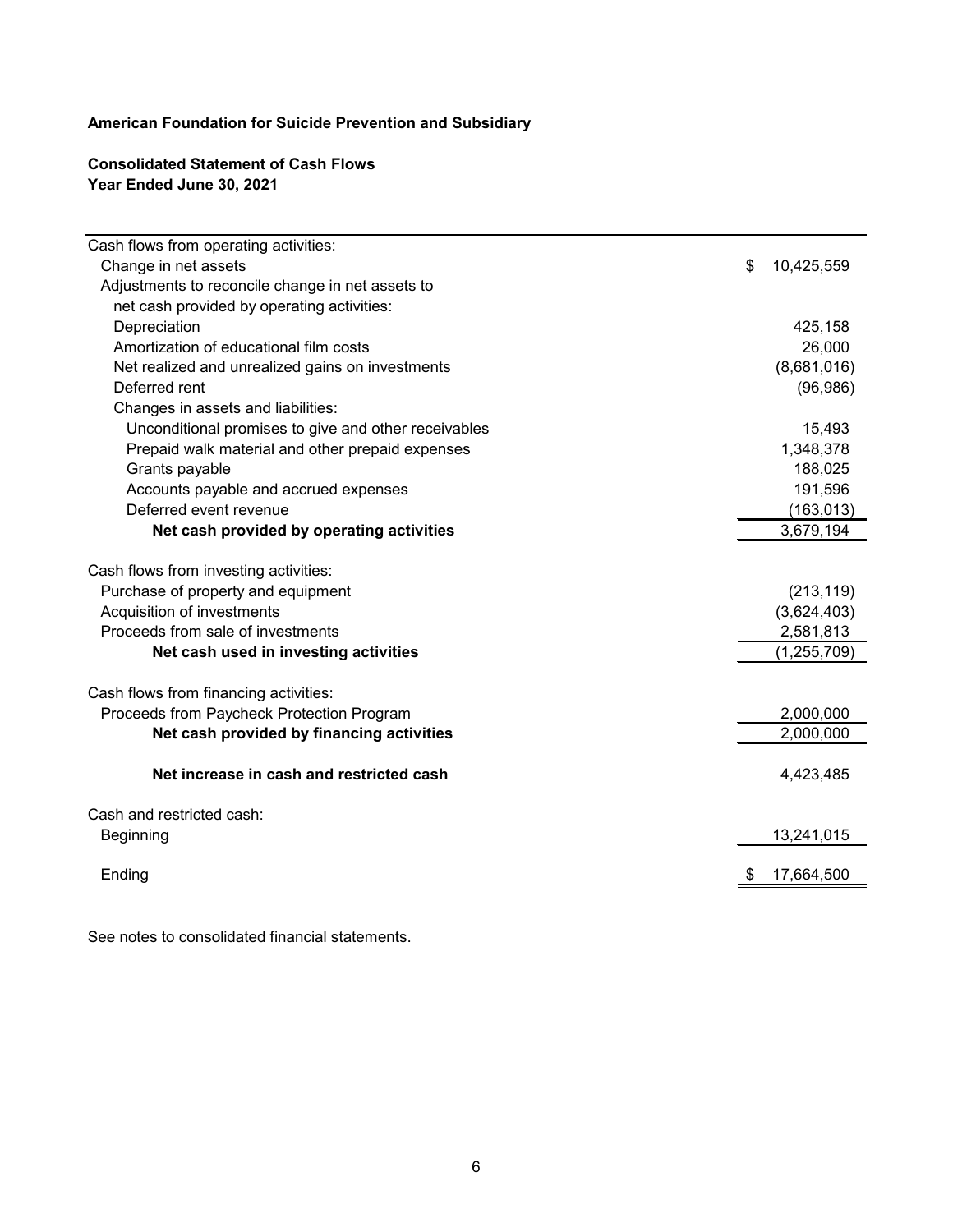**American Foundation for Suicide Prevention and Subsidiary**

**Consolidated Statement of Cash Flows**
**Year Ended June 30, 2021**

| | |
|---|---|
| Cash flows from operating activities: | |
| Change in net assets | $ 10,425,559 |
| Adjustments to reconcile change in net assets to net cash provided by operating activities: | |
| Depreciation | 425,158 |
| Amortization of educational film costs | 26,000 |
| Net realized and unrealized gains on investments | (8,681,016) |
| Deferred rent | (96,986) |
| Changes in assets and liabilities: | |
| Unconditional promises to give and other receivables | 15,493 |
| Prepaid walk material and other prepaid expenses | 1,348,378 |
| Grants payable | 188,025 |
| Accounts payable and accrued expenses | 191,596 |
| Deferred event revenue | (163,013) |
| **Net cash provided by operating activities** | 3,679,194 |
| | |
| Cash flows from investing activities: | |
| Purchase of property and equipment | (213,119) |
| Acquisition of investments | (3,624,403) |
| Proceeds from sale of investments | 2,581,813 |
| **Net cash used in investing activities** | (1,255,709) |
| | |
| Cash flows from financing activities: | |
| Proceeds from Paycheck Protection Program | 2,000,000 |
| **Net cash provided by financing activities** | 2,000,000 |
| | |
| **Net increase in cash and restricted cash** | 4,423,485 |
| | |
| Cash and restricted cash: | |
| Beginning | 13,241,015 |
| | |
| Ending | $ 17,664,500 |

See notes to consolidated financial statements.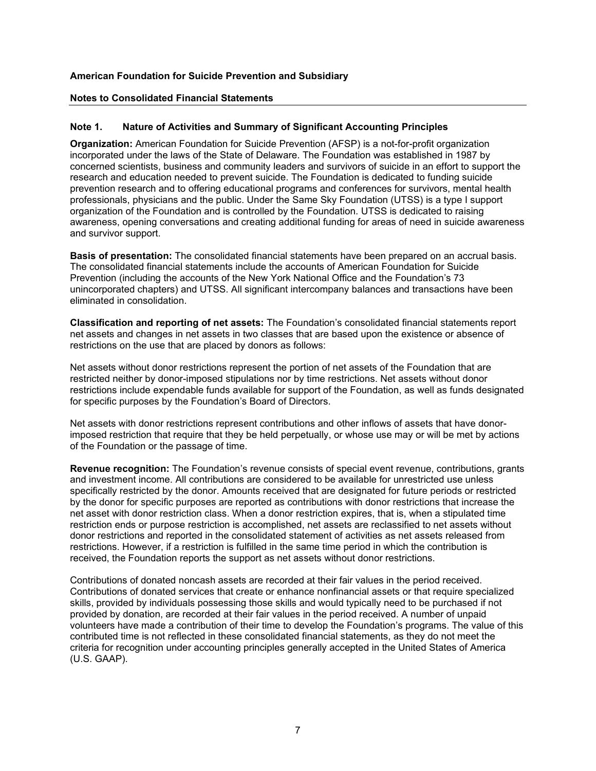**American Foundation for Suicide Prevention and Subsidiary**

**Notes to Consolidated Financial Statements**

## Note 1. Nature of Activities and Summary of Significant Accounting Principles

**Organization:** American Foundation for Suicide Prevention (AFSP) is a not-for-profit organization incorporated under the laws of the State of Delaware. The Foundation was established in 1987 by concerned scientists, business and community leaders and survivors of suicide in an effort to support the research and education needed to prevent suicide. The Foundation is dedicated to funding suicide prevention research and to offering educational programs and conferences for survivors, mental health professionals, physicians and the public. Under the Same Sky Foundation (UTSS) is a type I support organization of the Foundation and is controlled by the Foundation. UTSS is dedicated to raising awareness, opening conversations and creating additional funding for areas of need in suicide awareness and survivor support.

**Basis of presentation:** The consolidated financial statements have been prepared on an accrual basis. The consolidated financial statements include the accounts of American Foundation for Suicide Prevention (including the accounts of the New York National Office and the Foundation's 73 unincorporated chapters) and UTSS. All significant intercompany balances and transactions have been eliminated in consolidation.

**Classification and reporting of net assets:** The Foundation's consolidated financial statements report net assets and changes in net assets in two classes that are based upon the existence or absence of restrictions on the use that are placed by donors as follows:

Net assets without donor restrictions represent the portion of net assets of the Foundation that are restricted neither by donor-imposed stipulations nor by time restrictions. Net assets without donor restrictions include expendable funds available for support of the Foundation, as well as funds designated for specific purposes by the Foundation's Board of Directors.

Net assets with donor restrictions represent contributions and other inflows of assets that have donor-imposed restriction that require that they be held perpetually, or whose use may or will be met by actions of the Foundation or the passage of time.

**Revenue recognition:** The Foundation's revenue consists of special event revenue, contributions, grants and investment income. All contributions are considered to be available for unrestricted use unless specifically restricted by the donor. Amounts received that are designated for future periods or restricted by the donor for specific purposes are reported as contributions with donor restrictions that increase the net asset with donor restriction class. When a donor restriction expires, that is, when a stipulated time restriction ends or purpose restriction is accomplished, net assets are reclassified to net assets without donor restrictions and reported in the consolidated statement of activities as net assets released from restrictions. However, if a restriction is fulfilled in the same time period in which the contribution is received, the Foundation reports the support as net assets without donor restrictions.

Contributions of donated noncash assets are recorded at their fair values in the period received. Contributions of donated services that create or enhance nonfinancial assets or that require specialized skills, provided by individuals possessing those skills and would typically need to be purchased if not provided by donation, are recorded at their fair values in the period received. A number of unpaid volunteers have made a contribution of their time to develop the Foundation's programs. The value of this contributed time is not reflected in these consolidated financial statements, as they do not meet the criteria for recognition under accounting principles generally accepted in the United States of America (U.S. GAAP).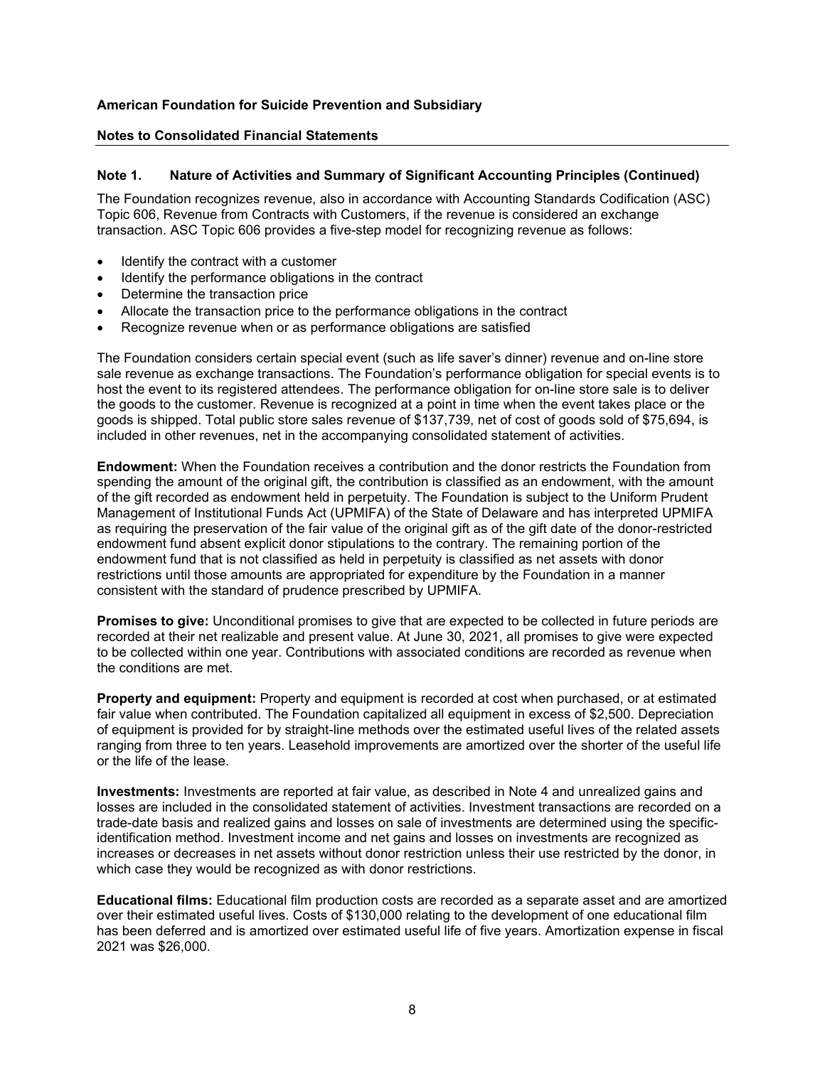**American Foundation for Suicide Prevention and Subsidiary**

**Notes to Consolidated Financial Statements**

**Note 1. Nature of Activities and Summary of Significant Accounting Principles (Continued)**

The Foundation recognizes revenue, also in accordance with Accounting Standards Codification (ASC) Topic 606, Revenue from Contracts with Customers, if the revenue is considered an exchange transaction. ASC Topic 606 provides a five-step model for recognizing revenue as follows:

- Identify the contract with a customer
- Identify the performance obligations in the contract
- Determine the transaction price
- Allocate the transaction price to the performance obligations in the contract
- Recognize revenue when or as performance obligations are satisfied

The Foundation considers certain special event (such as life saver's dinner) revenue and on-line store sale revenue as exchange transactions. The Foundation's performance obligation for special events is to host the event to its registered attendees. The performance obligation for on-line store sale is to deliver the goods to the customer. Revenue is recognized at a point in time when the event takes place or the goods is shipped. Total public store sales revenue of $137,739, net of cost of goods sold of $75,694, is included in other revenues, net in the accompanying consolidated statement of activities.

**Endowment:** When the Foundation receives a contribution and the donor restricts the Foundation from spending the amount of the original gift, the contribution is classified as an endowment, with the amount of the gift recorded as endowment held in perpetuity. The Foundation is subject to the Uniform Prudent Management of Institutional Funds Act (UPMIFA) of the State of Delaware and has interpreted UPMIFA as requiring the preservation of the fair value of the original gift as of the gift date of the donor-restricted endowment fund absent explicit donor stipulations to the contrary. The remaining portion of the endowment fund that is not classified as held in perpetuity is classified as net assets with donor restrictions until those amounts are appropriated for expenditure by the Foundation in a manner consistent with the standard of prudence prescribed by UPMIFA.

**Promises to give:** Unconditional promises to give that are expected to be collected in future periods are recorded at their net realizable and present value. At June 30, 2021, all promises to give were expected to be collected within one year. Contributions with associated conditions are recorded as revenue when the conditions are met.

**Property and equipment:** Property and equipment is recorded at cost when purchased, or at estimated fair value when contributed. The Foundation capitalized all equipment in excess of $2,500. Depreciation of equipment is provided for by straight-line methods over the estimated useful lives of the related assets ranging from three to ten years. Leasehold improvements are amortized over the shorter of the useful life or the life of the lease.

**Investments:** Investments are reported at fair value, as described in Note 4 and unrealized gains and losses are included in the consolidated statement of activities. Investment transactions are recorded on a trade-date basis and realized gains and losses on sale of investments are determined using the specific-identification method. Investment income and net gains and losses on investments are recognized as increases or decreases in net assets without donor restriction unless their use restricted by the donor, in which case they would be recognized as with donor restrictions.

**Educational films:** Educational film production costs are recorded as a separate asset and are amortized over their estimated useful lives. Costs of $130,000 relating to the development of one educational film has been deferred and is amortized over estimated useful life of five years. Amortization expense in fiscal 2021 was $26,000.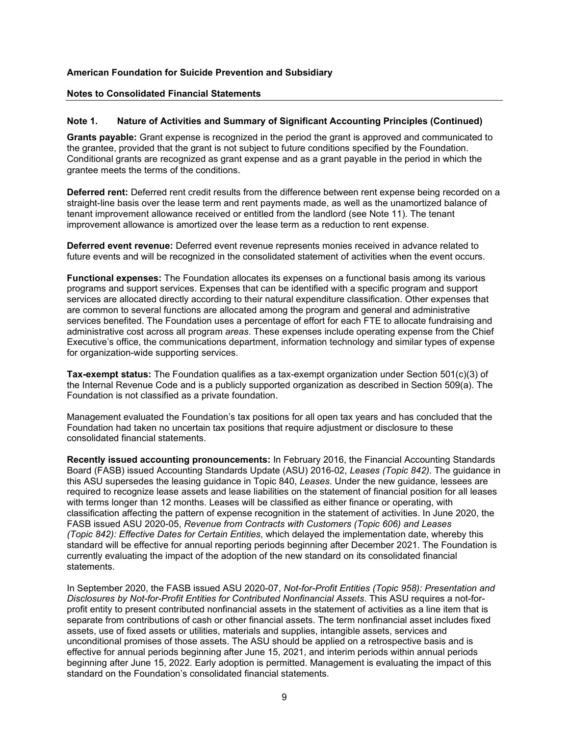**American Foundation for Suicide Prevention and Subsidiary**

**Notes to Consolidated Financial Statements**

### Note 1. Nature of Activities and Summary of Significant Accounting Principles (Continued)

**Grants payable:** Grant expense is recognized in the period the grant is approved and communicated to the grantee, provided that the grant is not subject to future conditions specified by the Foundation. Conditional grants are recognized as grant expense and as a grant payable in the period in which the grantee meets the terms of the conditions.

**Deferred rent:** Deferred rent credit results from the difference between rent expense being recorded on a straight-line basis over the lease term and rent payments made, as well as the unamortized balance of tenant improvement allowance received or entitled from the landlord (see Note 11). The tenant improvement allowance is amortized over the lease term as a reduction to rent expense.

**Deferred event revenue:** Deferred event revenue represents monies received in advance related to future events and will be recognized in the consolidated statement of activities when the event occurs.

**Functional expenses:** The Foundation allocates its expenses on a functional basis among its various programs and support services. Expenses that can be identified with a specific program and support services are allocated directly according to their natural expenditure classification. Other expenses that are common to several functions are allocated among the program and general and administrative services benefited. The Foundation uses a percentage of effort for each FTE to allocate fundraising and administrative cost across all program *areas*. These expenses include operating expense from the Chief Executive's office, the communications department, information technology and similar types of expense for organization-wide supporting services.

**Tax-exempt status:** The Foundation qualifies as a tax-exempt organization under Section 501(c)(3) of the Internal Revenue Code and is a publicly supported organization as described in Section 509(a). The Foundation is not classified as a private foundation.

Management evaluated the Foundation's tax positions for all open tax years and has concluded that the Foundation had taken no uncertain tax positions that require adjustment or disclosure to these consolidated financial statements.

**Recently issued accounting pronouncements:** In February 2016, the Financial Accounting Standards Board (FASB) issued Accounting Standards Update (ASU) 2016-02, *Leases (Topic 842)*. The guidance in this ASU supersedes the leasing guidance in Topic 840, *Leases*. Under the new guidance, lessees are required to recognize lease assets and lease liabilities on the statement of financial position for all leases with terms longer than 12 months. Leases will be classified as either finance or operating, with classification affecting the pattern of expense recognition in the statement of activities. In June 2020, the FASB issued ASU 2020-05, *Revenue from Contracts with Customers (Topic 606) and Leases (Topic 842): Effective Dates for Certain Entities*, which delayed the implementation date, whereby this standard will be effective for annual reporting periods beginning after December 2021. The Foundation is currently evaluating the impact of the adoption of the new standard on its consolidated financial statements.

In September 2020, the FASB issued ASU 2020-07, *Not-for-Profit Entities (Topic 958): Presentation and Disclosures by Not-for-Profit Entities for Contributed Nonfinancial Assets*. This ASU requires a not-for-profit entity to present contributed nonfinancial assets in the statement of activities as a line item that is separate from contributions of cash or other financial assets. The term nonfinancial asset includes fixed assets, use of fixed assets or utilities, materials and supplies, intangible assets, services and unconditional promises of those assets. The ASU should be applied on a retrospective basis and is effective for annual periods beginning after June 15, 2021, and interim periods within annual periods beginning after June 15, 2022. Early adoption is permitted. Management is evaluating the impact of this standard on the Foundation's consolidated financial statements.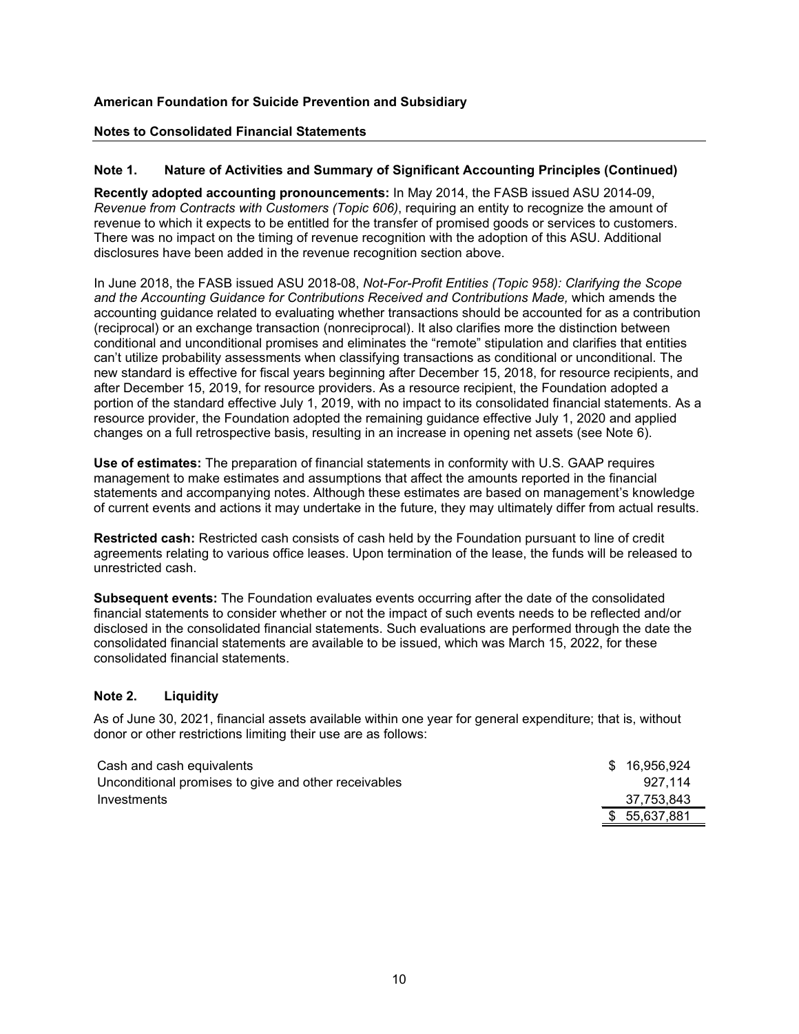**American Foundation for Suicide Prevention and Subsidiary**

**Notes to Consolidated Financial Statements**

### Note 1. Nature of Activities and Summary of Significant Accounting Principles (Continued)

**Recently adopted accounting pronouncements:** In May 2014, the FASB issued ASU 2014-09, *Revenue from Contracts with Customers (Topic 606)*, requiring an entity to recognize the amount of revenue to which it expects to be entitled for the transfer of promised goods or services to customers. There was no impact on the timing of revenue recognition with the adoption of this ASU. Additional disclosures have been added in the revenue recognition section above.

In June 2018, the FASB issued ASU 2018-08, *Not-For-Profit Entities (Topic 958): Clarifying the Scope and the Accounting Guidance for Contributions Received and Contributions Made,* which amends the accounting guidance related to evaluating whether transactions should be accounted for as a contribution (reciprocal) or an exchange transaction (nonreciprocal). It also clarifies more the distinction between conditional and unconditional promises and eliminates the "remote" stipulation and clarifies that entities can't utilize probability assessments when classifying transactions as conditional or unconditional. The new standard is effective for fiscal years beginning after December 15, 2018, for resource recipients, and after December 15, 2019, for resource providers. As a resource recipient, the Foundation adopted a portion of the standard effective July 1, 2019, with no impact to its consolidated financial statements. As a resource provider, the Foundation adopted the remaining guidance effective July 1, 2020 and applied changes on a full retrospective basis, resulting in an increase in opening net assets (see Note 6).

**Use of estimates:** The preparation of financial statements in conformity with U.S. GAAP requires management to make estimates and assumptions that affect the amounts reported in the financial statements and accompanying notes. Although these estimates are based on management's knowledge of current events and actions it may undertake in the future, they may ultimately differ from actual results.

**Restricted cash:** Restricted cash consists of cash held by the Foundation pursuant to line of credit agreements relating to various office leases. Upon termination of the lease, the funds will be released to unrestricted cash.

**Subsequent events:** The Foundation evaluates events occurring after the date of the consolidated financial statements to consider whether or not the impact of such events needs to be reflected and/or disclosed in the consolidated financial statements. Such evaluations are performed through the date the consolidated financial statements are available to be issued, which was March 15, 2022, for these consolidated financial statements.

### Note 2. Liquidity

As of June 30, 2021, financial assets available within one year for general expenditure; that is, without donor or other restrictions limiting their use are as follows:

| | |
|---|---|
| Cash and cash equivalents | $ 16,956,924 |
| Unconditional promises to give and other receivables | 927,114 |
| Investments | 37,753,843 |
| | $ 55,637,881 |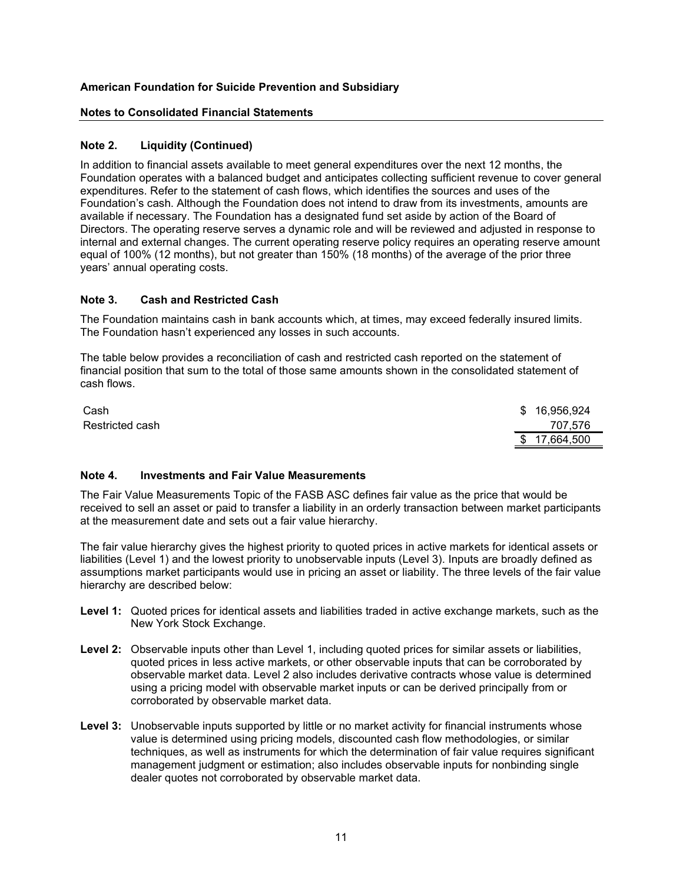**American Foundation for Suicide Prevention and Subsidiary**

**Notes to Consolidated Financial Statements**

### Note 2. Liquidity (Continued)

In addition to financial assets available to meet general expenditures over the next 12 months, the Foundation operates with a balanced budget and anticipates collecting sufficient revenue to cover general expenditures. Refer to the statement of cash flows, which identifies the sources and uses of the Foundation's cash. Although the Foundation does not intend to draw from its investments, amounts are available if necessary. The Foundation has a designated fund set aside by action of the Board of Directors. The operating reserve serves a dynamic role and will be reviewed and adjusted in response to internal and external changes. The current operating reserve policy requires an operating reserve amount equal of 100% (12 months), but not greater than 150% (18 months) of the average of the prior three years' annual operating costs.

### Note 3. Cash and Restricted Cash

The Foundation maintains cash in bank accounts which, at times, may exceed federally insured limits. The Foundation hasn't experienced any losses in such accounts.

The table below provides a reconciliation of cash and restricted cash reported on the statement of financial position that sum to the total of those same amounts shown in the consolidated statement of cash flows.

| | |
|---|---|
| Cash | $ 16,956,924 |
| Restricted cash | 707,576 |
| | $ 17,664,500 |

### Note 4. Investments and Fair Value Measurements

The Fair Value Measurements Topic of the FASB ASC defines fair value as the price that would be received to sell an asset or paid to transfer a liability in an orderly transaction between market participants at the measurement date and sets out a fair value hierarchy.

The fair value hierarchy gives the highest priority to quoted prices in active markets for identical assets or liabilities (Level 1) and the lowest priority to unobservable inputs (Level 3). Inputs are broadly defined as assumptions market participants would use in pricing an asset or liability. The three levels of the fair value hierarchy are described below:

**Level 1:** Quoted prices for identical assets and liabilities traded in active exchange markets, such as the New York Stock Exchange.

**Level 2:** Observable inputs other than Level 1, including quoted prices for similar assets or liabilities, quoted prices in less active markets, or other observable inputs that can be corroborated by observable market data. Level 2 also includes derivative contracts whose value is determined using a pricing model with observable market inputs or can be derived principally from or corroborated by observable market data.

**Level 3:** Unobservable inputs supported by little or no market activity for financial instruments whose value is determined using pricing models, discounted cash flow methodologies, or similar techniques, as well as instruments for which the determination of fair value requires significant management judgment or estimation; also includes observable inputs for nonbinding single dealer quotes not corroborated by observable market data.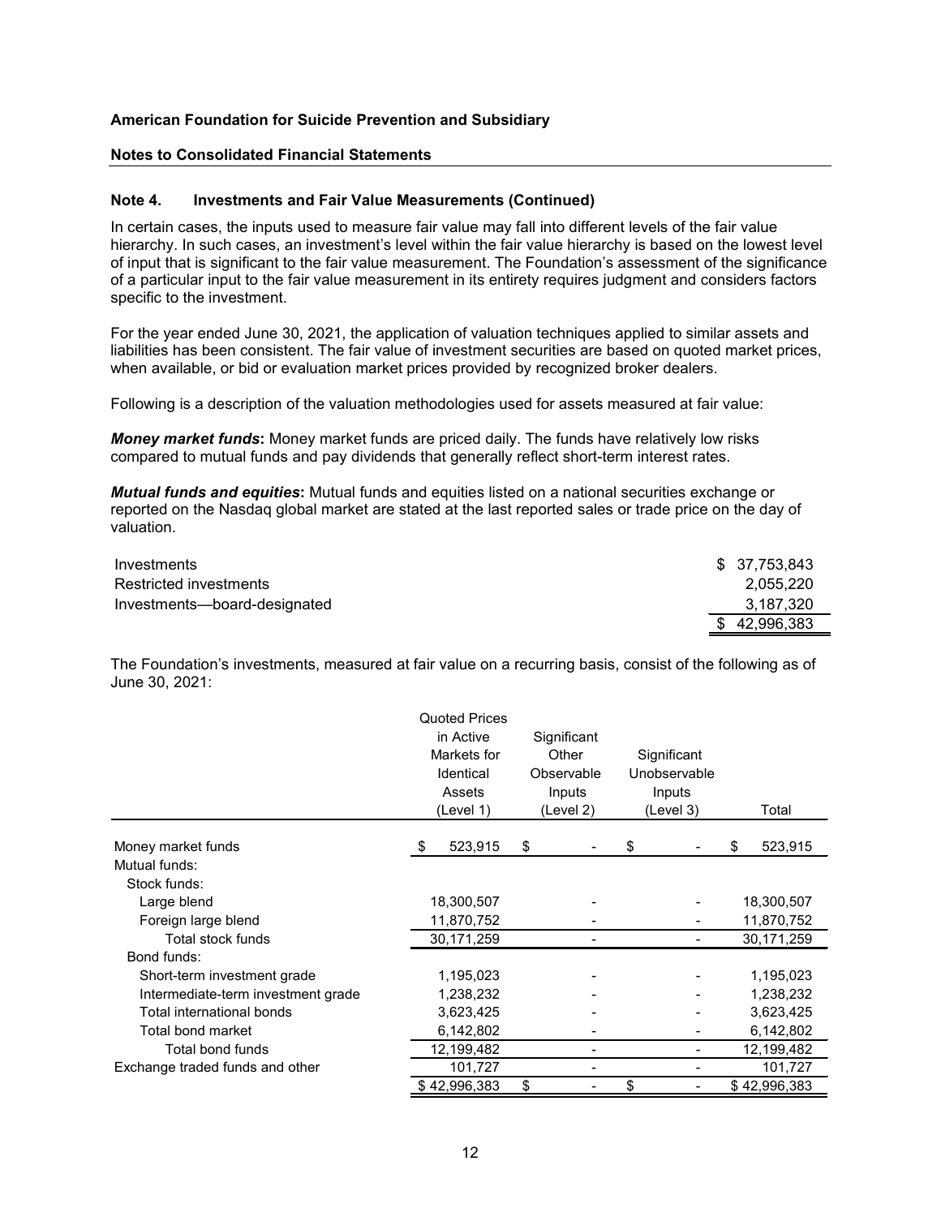**American Foundation for Suicide Prevention and Subsidiary**

**Notes to Consolidated Financial Statements**

### Note 4. Investments and Fair Value Measurements (Continued)

In certain cases, the inputs used to measure fair value may fall into different levels of the fair value hierarchy. In such cases, an investment's level within the fair value hierarchy is based on the lowest level of input that is significant to the fair value measurement. The Foundation's assessment of the significance of a particular input to the fair value measurement in its entirety requires judgment and considers factors specific to the investment.

For the year ended June 30, 2021, the application of valuation techniques applied to similar assets and liabilities has been consistent. The fair value of investment securities are based on quoted market prices, when available, or bid or evaluation market prices provided by recognized broker dealers.

Following is a description of the valuation methodologies used for assets measured at fair value:

***Money market funds*:** Money market funds are priced daily. The funds have relatively low risks compared to mutual funds and pay dividends that generally reflect short-term interest rates.

***Mutual funds and equities*:** Mutual funds and equities listed on a national securities exchange or reported on the Nasdaq global market are stated at the last reported sales or trade price on the day of valuation.

| | |
|---|---|
| Investments | $ 37,753,843 |
| Restricted investments | 2,055,220 |
| Investments—board-designated | 3,187,320 |
| | $ 42,996,383 |

The Foundation's investments, measured at fair value on a recurring basis, consist of the following as of June 30, 2021:

| | Quoted Prices in Active Markets for Identical Assets (Level 1) | Significant Other Observable Inputs (Level 2) | Significant Unobservable Inputs (Level 3) | Total |
|---|---|---|---|---|
| Money market funds | $ 523,915 | $ - | $ - | $ 523,915 |
| Mutual funds: | | | | |
| Stock funds: | | | | |
| Large blend | 18,300,507 | - | - | 18,300,507 |
| Foreign large blend | 11,870,752 | - | - | 11,870,752 |
| Total stock funds | 30,171,259 | - | - | 30,171,259 |
| Bond funds: | | | | |
| Short-term investment grade | 1,195,023 | - | - | 1,195,023 |
| Intermediate-term investment grade | 1,238,232 | - | - | 1,238,232 |
| Total international bonds | 3,623,425 | - | - | 3,623,425 |
| Total bond market | 6,142,802 | - | - | 6,142,802 |
| Total bond funds | 12,199,482 | - | - | 12,199,482 |
| Exchange traded funds and other | 101,727 | - | - | 101,727 |
| | $ 42,996,383 | $ - | $ - | $ 42,996,383 |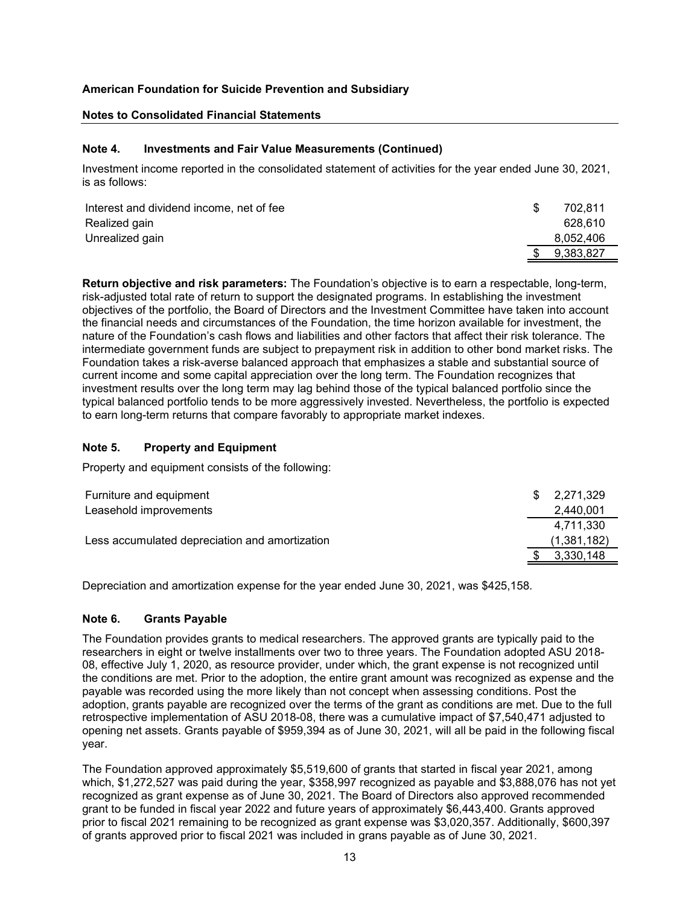**American Foundation for Suicide Prevention and Subsidiary**

**Notes to Consolidated Financial Statements**

### Note 4. Investments and Fair Value Measurements (Continued)

Investment income reported in the consolidated statement of activities for the year ended June 30, 2021, is as follows:

| | |
|---|---|
| Interest and dividend income, net of fee | $ 702,811 |
| Realized gain | 628,610 |
| Unrealized gain | 8,052,406 |
| | $ 9,383,827 |

**Return objective and risk parameters:** The Foundation's objective is to earn a respectable, long-term, risk-adjusted total rate of return to support the designated programs. In establishing the investment objectives of the portfolio, the Board of Directors and the Investment Committee have taken into account the financial needs and circumstances of the Foundation, the time horizon available for investment, the nature of the Foundation's cash flows and liabilities and other factors that affect their risk tolerance. The intermediate government funds are subject to prepayment risk in addition to other bond market risks. The Foundation takes a risk-averse balanced approach that emphasizes a stable and substantial source of current income and some capital appreciation over the long term. The Foundation recognizes that investment results over the long term may lag behind those of the typical balanced portfolio since the typical balanced portfolio tends to be more aggressively invested. Nevertheless, the portfolio is expected to earn long-term returns that compare favorably to appropriate market indexes.

### Note 5. Property and Equipment

Property and equipment consists of the following:

| | |
|---|---|
| Furniture and equipment | $ 2,271,329 |
| Leasehold improvements | 2,440,001 |
| | 4,711,330 |
| Less accumulated depreciation and amortization | (1,381,182) |
| | $ 3,330,148 |

Depreciation and amortization expense for the year ended June 30, 2021, was $425,158.

### Note 6. Grants Payable

The Foundation provides grants to medical researchers. The approved grants are typically paid to the researchers in eight or twelve installments over two to three years. The Foundation adopted ASU 2018-08, effective July 1, 2020, as resource provider, under which, the grant expense is not recognized until the conditions are met. Prior to the adoption, the entire grant amount was recognized as expense and the payable was recorded using the more likely than not concept when assessing conditions. Post the adoption, grants payable are recognized over the terms of the grant as conditions are met. Due to the full retrospective implementation of ASU 2018-08, there was a cumulative impact of $7,540,471 adjusted to opening net assets. Grants payable of $959,394 as of June 30, 2021, will all be paid in the following fiscal year.

The Foundation approved approximately $5,519,600 of grants that started in fiscal year 2021, among which, $1,272,527 was paid during the year, $358,997 recognized as payable and $3,888,076 has not yet recognized as grant expense as of June 30, 2021. The Board of Directors also approved recommended grant to be funded in fiscal year 2022 and future years of approximately $6,443,400. Grants approved prior to fiscal 2021 remaining to be recognized as grant expense was $3,020,357. Additionally, $600,397 of grants approved prior to fiscal 2021 was included in grans payable as of June 30, 2021.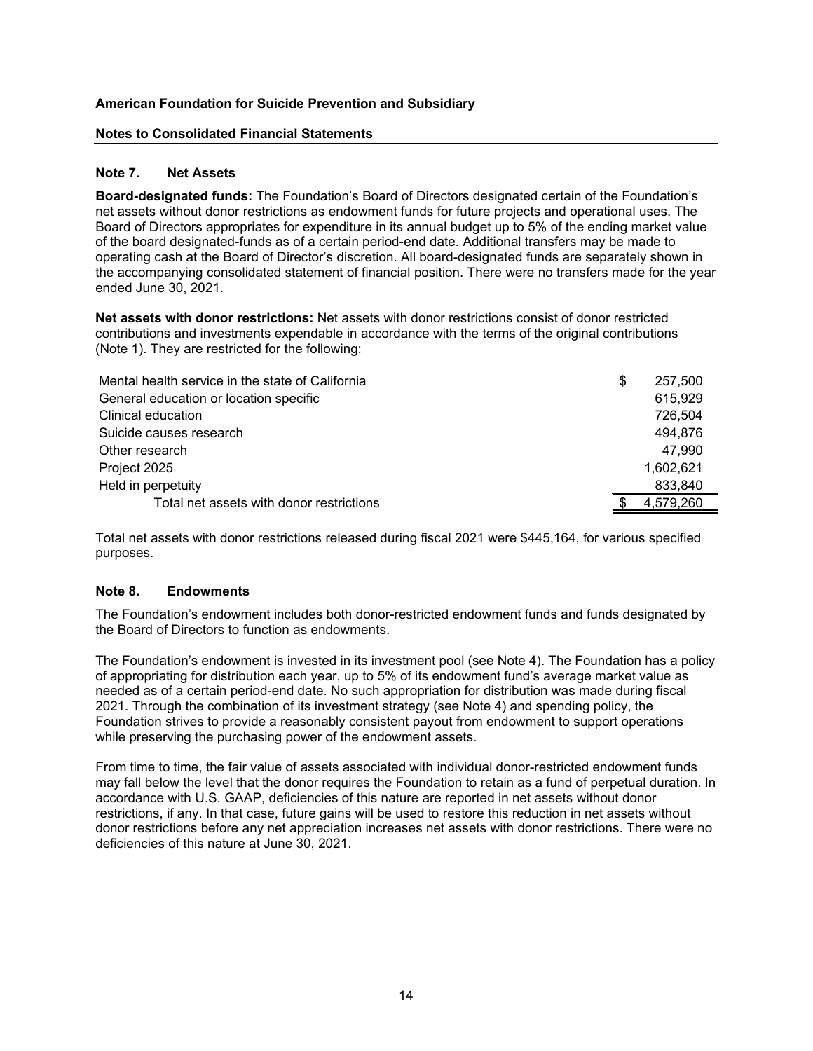## American Foundation for Suicide Prevention and Subsidiary

### Notes to Consolidated Financial Statements

### Note 7. Net Assets

**Board-designated funds:** The Foundation's Board of Directors designated certain of the Foundation's net assets without donor restrictions as endowment funds for future projects and operational uses. The Board of Directors appropriates for expenditure in its annual budget up to 5% of the ending market value of the board designated-funds as of a certain period-end date. Additional transfers may be made to operating cash at the Board of Director's discretion. All board-designated funds are separately shown in the accompanying consolidated statement of financial position. There were no transfers made for the year ended June 30, 2021.

**Net assets with donor restrictions:** Net assets with donor restrictions consist of donor restricted contributions and investments expendable in accordance with the terms of the original contributions (Note 1). They are restricted for the following:

| | |
|---|---|
| Mental health service in the state of California | $ 257,500 |
| General education or location specific | 615,929 |
| Clinical education | 726,504 |
| Suicide causes research | 494,876 |
| Other research | 47,990 |
| Project 2025 | 1,602,621 |
| Held in perpetuity | 833,840 |
| Total net assets with donor restrictions | $ 4,579,260 |

Total net assets with donor restrictions released during fiscal 2021 were $445,164, for various specified purposes.

### Note 8. Endowments

The Foundation's endowment includes both donor-restricted endowment funds and funds designated by the Board of Directors to function as endowments.

The Foundation's endowment is invested in its investment pool (see Note 4). The Foundation has a policy of appropriating for distribution each year, up to 5% of its endowment fund's average market value as needed as of a certain period-end date. No such appropriation for distribution was made during fiscal 2021. Through the combination of its investment strategy (see Note 4) and spending policy, the Foundation strives to provide a reasonably consistent payout from endowment to support operations while preserving the purchasing power of the endowment assets.

From time to time, the fair value of assets associated with individual donor-restricted endowment funds may fall below the level that the donor requires the Foundation to retain as a fund of perpetual duration. In accordance with U.S. GAAP, deficiencies of this nature are reported in net assets without donor restrictions, if any. In that case, future gains will be used to restore this reduction in net assets without donor restrictions before any net appreciation increases net assets with donor restrictions. There were no deficiencies of this nature at June 30, 2021.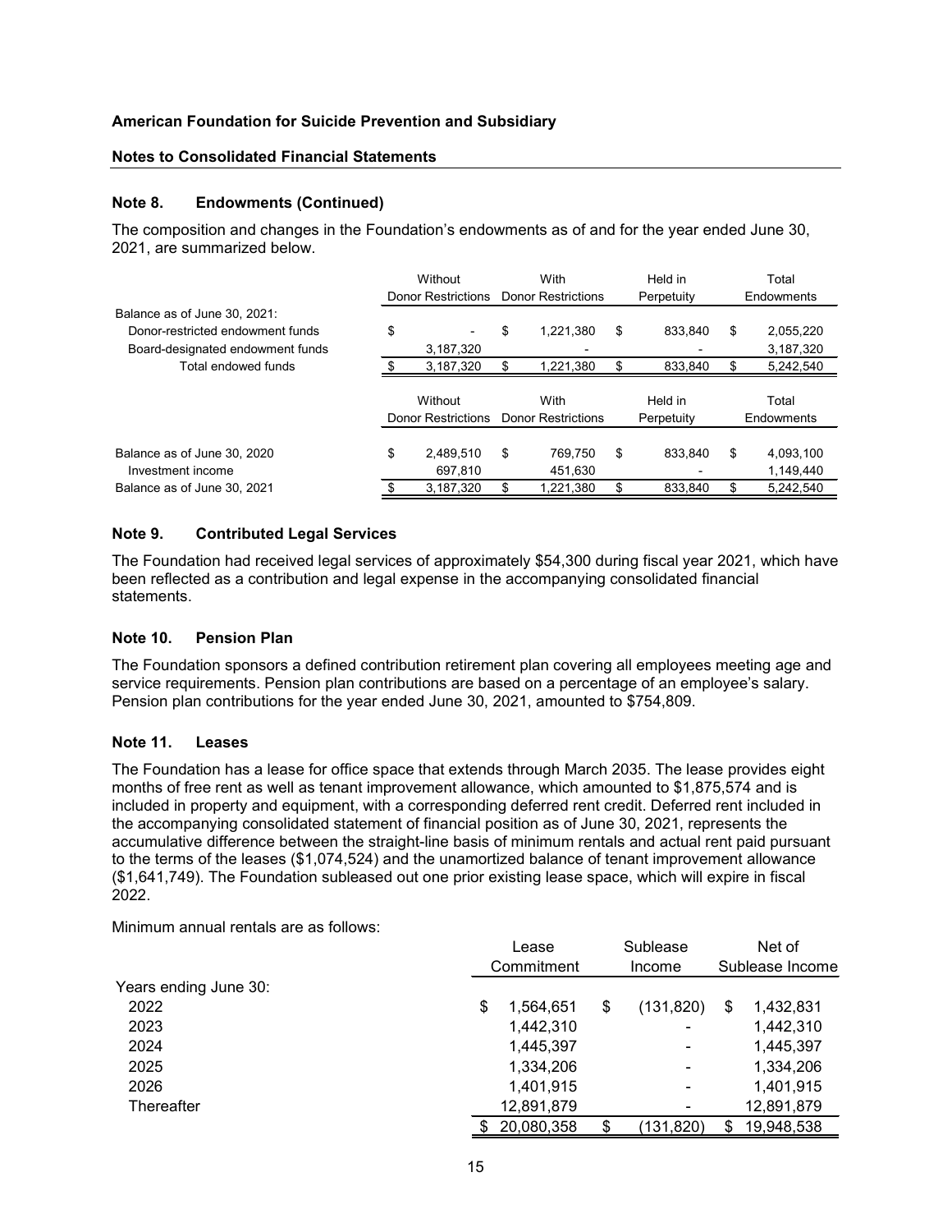**American Foundation for Suicide Prevention and Subsidiary**

**Notes to Consolidated Financial Statements**

### Note 8. Endowments (Continued)

The composition and changes in the Foundation's endowments as of and for the year ended June 30, 2021, are summarized below.

| | Without Donor Restrictions | With Donor Restrictions | Held in Perpetuity | Total Endowments |
|---|---|---|---|---|
| Balance as of June 30, 2021: | | | | |
| Donor-restricted endowment funds | $ - | $ 1,221,380 | $ 833,840 | $ 2,055,220 |
| Board-designated endowment funds | 3,187,320 | - | - | 3,187,320 |
| Total endowed funds | $ 3,187,320 | $ 1,221,380 | $ 833,840 | $ 5,242,540 |

| | Without Donor Restrictions | With Donor Restrictions | Held in Perpetuity | Total Endowments |
|---|---|---|---|---|
| Balance as of June 30, 2020 | $ 2,489,510 | $ 769,750 | $ 833,840 | $ 4,093,100 |
| Investment income | 697,810 | 451,630 | - | 1,149,440 |
| Balance as of June 30, 2021 | $ 3,187,320 | $ 1,221,380 | $ 833,840 | $ 5,242,540 |

### Note 9. Contributed Legal Services

The Foundation had received legal services of approximately $54,300 during fiscal year 2021, which have been reflected as a contribution and legal expense in the accompanying consolidated financial statements.

### Note 10. Pension Plan

The Foundation sponsors a defined contribution retirement plan covering all employees meeting age and service requirements. Pension plan contributions are based on a percentage of an employee's salary. Pension plan contributions for the year ended June 30, 2021, amounted to $754,809.

### Note 11. Leases

The Foundation has a lease for office space that extends through March 2035. The lease provides eight months of free rent as well as tenant improvement allowance, which amounted to $1,875,574 and is included in property and equipment, with a corresponding deferred rent credit. Deferred rent included in the accompanying consolidated statement of financial position as of June 30, 2021, represents the accumulative difference between the straight-line basis of minimum rentals and actual rent paid pursuant to the terms of the leases ($1,074,524) and the unamortized balance of tenant improvement allowance ($1,641,749). The Foundation subleased out one prior existing lease space, which will expire in fiscal 2022.

Minimum annual rentals are as follows:

| | Lease Commitment | Sublease Income | Net of Sublease Income |
|---|---|---|---|
| Years ending June 30: | | | |
| 2022 | $ 1,564,651 | $ (131,820) | $ 1,432,831 |
| 2023 | 1,442,310 | - | 1,442,310 |
| 2024 | 1,445,397 | - | 1,445,397 |
| 2025 | 1,334,206 | - | 1,334,206 |
| 2026 | 1,401,915 | - | 1,401,915 |
| Thereafter | 12,891,879 | - | 12,891,879 |
| | $ 20,080,358 | $ (131,820) | $ 19,948,538 |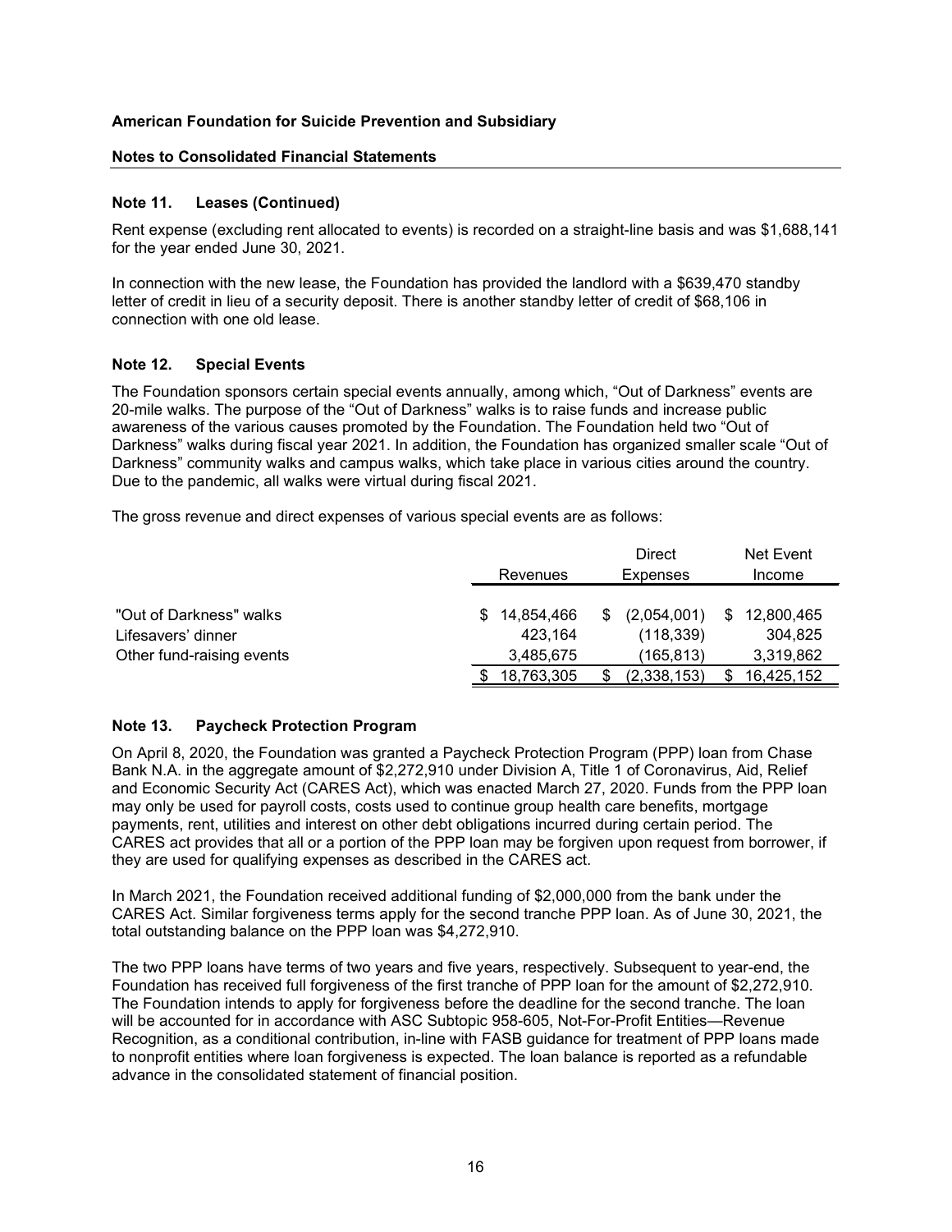**American Foundation for Suicide Prevention and Subsidiary**

**Notes to Consolidated Financial Statements**

### Note 11. Leases (Continued)

Rent expense (excluding rent allocated to events) is recorded on a straight-line basis and was $1,688,141 for the year ended June 30, 2021.

In connection with the new lease, the Foundation has provided the landlord with a $639,470 standby letter of credit in lieu of a security deposit. There is another standby letter of credit of $68,106 in connection with one old lease.

### Note 12. Special Events

The Foundation sponsors certain special events annually, among which, "Out of Darkness" events are 20-mile walks. The purpose of the "Out of Darkness" walks is to raise funds and increase public awareness of the various causes promoted by the Foundation. The Foundation held two "Out of Darkness" walks during fiscal year 2021. In addition, the Foundation has organized smaller scale "Out of Darkness" community walks and campus walks, which take place in various cities around the country. Due to the pandemic, all walks were virtual during fiscal 2021.

The gross revenue and direct expenses of various special events are as follows:

| | Revenues | Direct Expenses | Net Event Income |
|---|---|---|---|
| "Out of Darkness" walks | $ 14,854,466 | $ (2,054,001) | $ 12,800,465 |
| Lifesavers' dinner | 423,164 | (118,339) | 304,825 |
| Other fund-raising events | 3,485,675 | (165,813) | 3,319,862 |
| | $ 18,763,305 | $ (2,338,153) | $ 16,425,152 |

### Note 13. Paycheck Protection Program

On April 8, 2020, the Foundation was granted a Paycheck Protection Program (PPP) loan from Chase Bank N.A. in the aggregate amount of $2,272,910 under Division A, Title 1 of Coronavirus, Aid, Relief and Economic Security Act (CARES Act), which was enacted March 27, 2020. Funds from the PPP loan may only be used for payroll costs, costs used to continue group health care benefits, mortgage payments, rent, utilities and interest on other debt obligations incurred during certain period. The CARES act provides that all or a portion of the PPP loan may be forgiven upon request from borrower, if they are used for qualifying expenses as described in the CARES act.

In March 2021, the Foundation received additional funding of $2,000,000 from the bank under the CARES Act. Similar forgiveness terms apply for the second tranche PPP loan. As of June 30, 2021, the total outstanding balance on the PPP loan was $4,272,910.

The two PPP loans have terms of two years and five years, respectively. Subsequent to year-end, the Foundation has received full forgiveness of the first tranche of PPP loan for the amount of $2,272,910. The Foundation intends to apply for forgiveness before the deadline for the second tranche. The loan will be accounted for in accordance with ASC Subtopic 958-605, Not-For-Profit Entities—Revenue Recognition, as a conditional contribution, in-line with FASB guidance for treatment of PPP loans made to nonprofit entities where loan forgiveness is expected. The loan balance is reported as a refundable advance in the consolidated statement of financial position.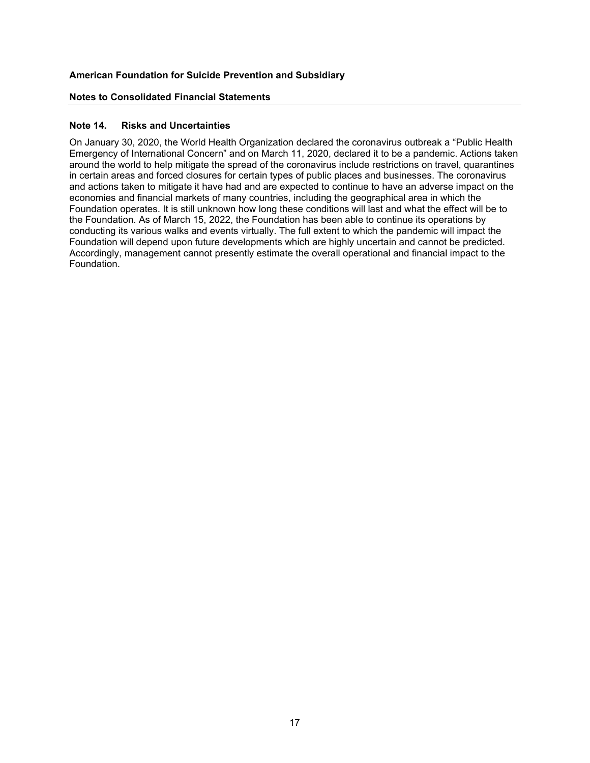**Note 14. Risks and Uncertainties**

On January 30, 2020, the World Health Organization declared the coronavirus outbreak a "Public Health Emergency of International Concern" and on March 11, 2020, declared it to be a pandemic. Actions taken around the world to help mitigate the spread of the coronavirus include restrictions on travel, quarantines in certain areas and forced closures for certain types of public places and businesses. The coronavirus and actions taken to mitigate it have had and are expected to continue to have an adverse impact on the economies and financial markets of many countries, including the geographical area in which the Foundation operates. It is still unknown how long these conditions will last and what the effect will be to the Foundation. As of March 15, 2022, the Foundation has been able to continue its operations by conducting its various walks and events virtually. The full extent to which the pandemic will impact the Foundation will depend upon future developments which are highly uncertain and cannot be predicted. Accordingly, management cannot presently estimate the overall operational and financial impact to the Foundation.